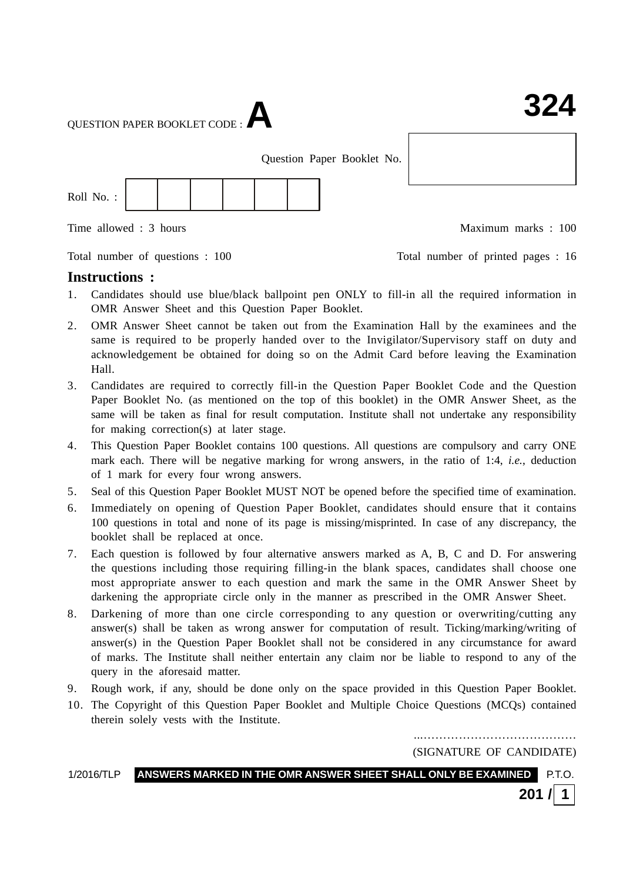QUESTION PAPER BOOKLET CODE : **A**

**324**

Question Paper Booklet No.

Roll No. :

Time allowed : 3 hours

Maximum marks : 100

Total number of questions : 100

Total number of printed pages : 16

## Instructions :

1. Candidates should use blue/black ballpoint pen ONLY to fill-in all the required information in OMR Answer Sheet and this Question Paper Booklet.
2. OMR Answer Sheet cannot be taken out from the Examination Hall by the examinees and the same is required to be properly handed over to the Invigilator/Supervisory staff on duty and acknowledgement be obtained for doing so on the Admit Card before leaving the Examination Hall.
3. Candidates are required to correctly fill-in the Question Paper Booklet Code and the Question Paper Booklet No. (as mentioned on the top of this booklet) in the OMR Answer Sheet, as the same will be taken as final for result computation. Institute shall not undertake any responsibility for making correction(s) at later stage.
4. This Question Paper Booklet contains 100 questions. All questions are compulsory and carry ONE mark each. There will be negative marking for wrong answers, in the ratio of 1:4, *i.e.*, deduction of 1 mark for every four wrong answers.
5. Seal of this Question Paper Booklet MUST NOT be opened before the specified time of examination.
6. Immediately on opening of Question Paper Booklet, candidates should ensure that it contains 100 questions in total and none of its page is missing/misprinted. In case of any discrepancy, the booklet shall be replaced at once.
7. Each question is followed by four alternative answers marked as A, B, C and D. For answering the questions including those requiring filling-in the blank spaces, candidates shall choose one most appropriate answer to each question and mark the same in the OMR Answer Sheet by darkening the appropriate circle only in the manner as prescribed in the OMR Answer Sheet.
8. Darkening of more than one circle corresponding to any question or overwriting/cutting any answer(s) shall be taken as wrong answer for computation of result. Ticking/marking/writing of answer(s) in the Question Paper Booklet shall not be considered in any circumstance for award of marks. The Institute shall neither entertain any claim nor be liable to respond to any of the query in the aforesaid matter.
9. Rough work, if any, should be done only on the space provided in this Question Paper Booklet.
10. The Copyright of this Question Paper Booklet and Multiple Choice Questions (MCQs) contained therein solely vests with the Institute.

..........................................

(SIGNATURE OF CANDIDATE)

1/2016/TLP **ANSWERS MARKED IN THE OMR ANSWER SHEET SHALL ONLY BE EXAMINED** P.T.O.

**201 / 1**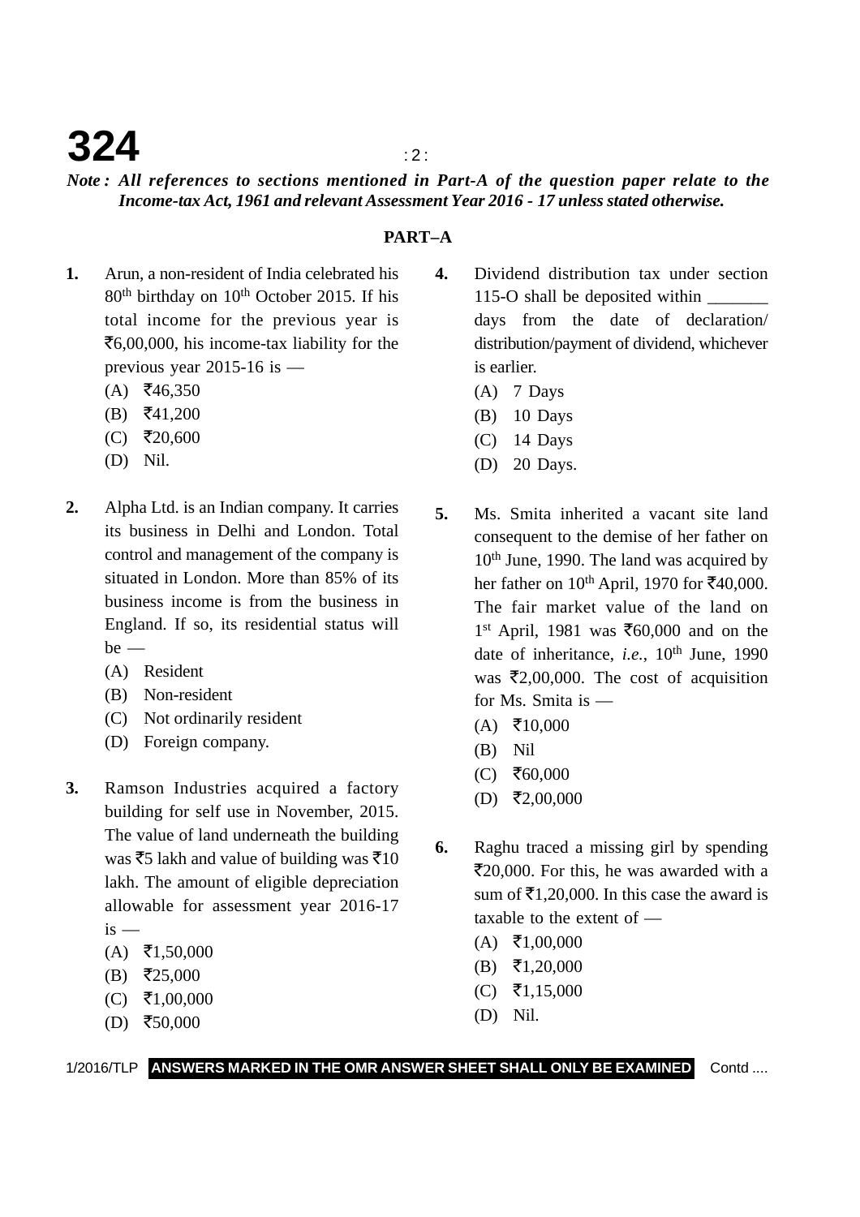*Note : All references to sections mentioned in Part-A of the question paper relate to the Income-tax Act, 1961 and relevant Assessment Year 2016 - 17 unless stated otherwise.*

## PART–A

**1.** Arun, a non-resident of India celebrated his 80th birthday on 10th October 2015. If his total income for the previous year is ₹6,00,000, his income-tax liability for the previous year 2015-16 is —

(A) ₹46,350

(B) ₹41,200

(C) ₹20,600

(D) Nil.

**2.** Alpha Ltd. is an Indian company. It carries its business in Delhi and London. Total control and management of the company is situated in London. More than 85% of its business income is from the business in England. If so, its residential status will be —

(A) Resident

(B) Non-resident

(C) Not ordinarily resident

(D) Foreign company.

**3.** Ramson Industries acquired a factory building for self use in November, 2015. The value of land underneath the building was ₹5 lakh and value of building was ₹10 lakh. The amount of eligible depreciation allowable for assessment year 2016-17 is —

(A) ₹1,50,000

(B) ₹25,000

(C) ₹1,00,000

(D) ₹50,000

**4.** Dividend distribution tax under section 115-O shall be deposited within _______ days from the date of declaration/ distribution/payment of dividend, whichever is earlier.

(A) 7 Days

(B) 10 Days

(C) 14 Days

(D) 20 Days.

**5.** Ms. Smita inherited a vacant site land consequent to the demise of her father on 10th June, 1990. The land was acquired by her father on 10th April, 1970 for ₹40,000. The fair market value of the land on 1st April, 1981 was ₹60,000 and on the date of inheritance, *i.e.*, 10th June, 1990 was ₹2,00,000. The cost of acquisition for Ms. Smita is —

(A) ₹10,000

(B) Nil

(C) ₹60,000

(D) ₹2,00,000

**6.** Raghu traced a missing girl by spending ₹20,000. For this, he was awarded with a sum of ₹1,20,000. In this case the award is taxable to the extent of —

(A) ₹1,00,000

(B) ₹1,20,000

(C) ₹1,15,000

(D) Nil.

1/2016/TLP **ANSWERS MARKED IN THE OMR ANSWER SHEET SHALL ONLY BE EXAMINED** Contd ....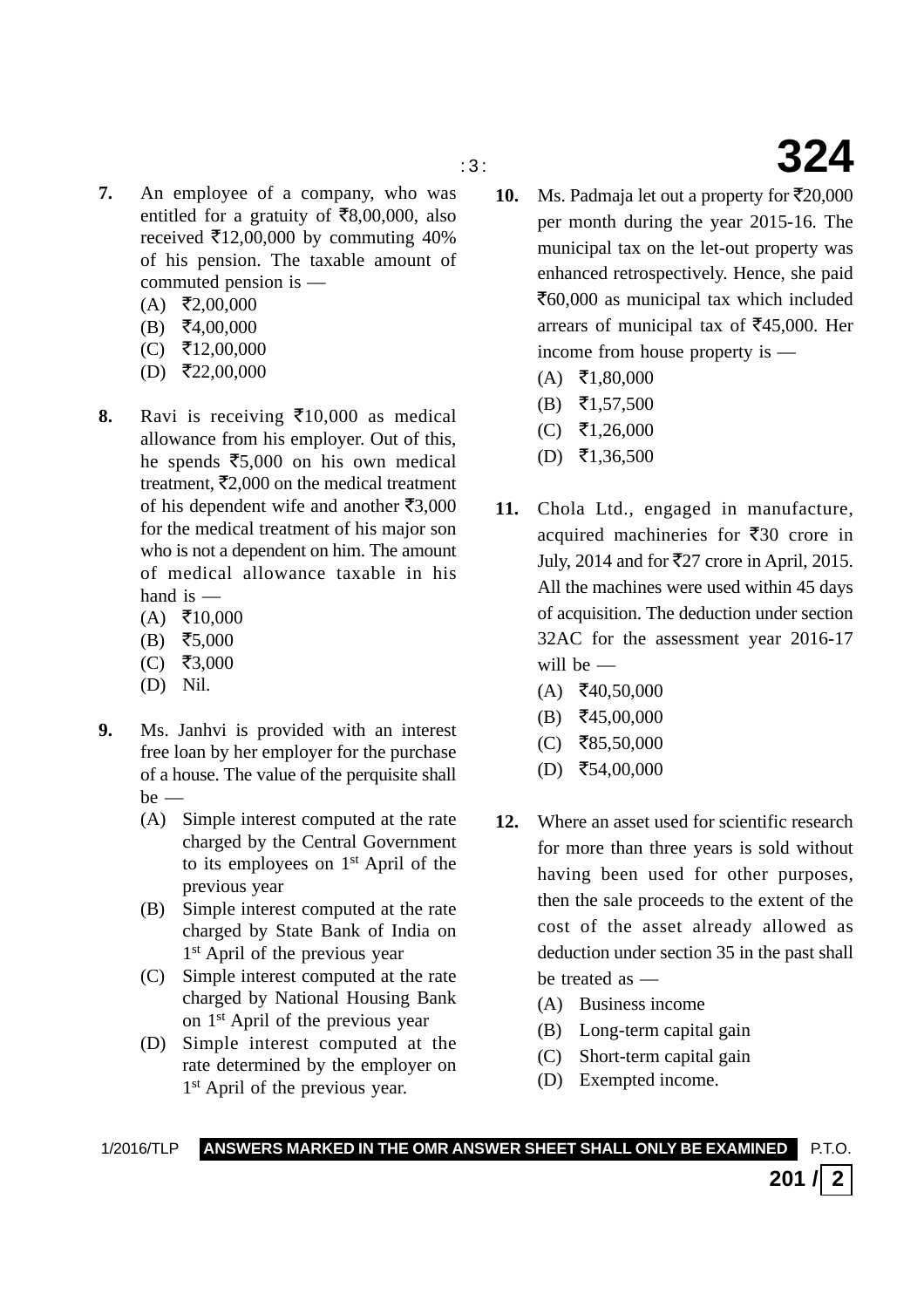**7.** An employee of a company, who was entitled for a gratuity of ₹8,00,000, also received ₹12,00,000 by commuting 40% of his pension. The taxable amount of commuted pension is —

(A) ₹2,00,000
(B) ₹4,00,000
(C) ₹12,00,000
(D) ₹22,00,000

**8.** Ravi is receiving ₹10,000 as medical allowance from his employer. Out of this, he spends ₹5,000 on his own medical treatment, ₹2,000 on the medical treatment of his dependent wife and another ₹3,000 for the medical treatment of his major son who is not a dependent on him. The amount of medical allowance taxable in his hand is —

(A) ₹10,000
(B) ₹5,000
(C) ₹3,000
(D) Nil.

**9.** Ms. Janhvi is provided with an interest free loan by her employer for the purchase of a house. The value of the perquisite shall be —

(A) Simple interest computed at the rate charged by the Central Government to its employees on 1st April of the previous year
(B) Simple interest computed at the rate charged by State Bank of India on 1st April of the previous year
(C) Simple interest computed at the rate charged by National Housing Bank on 1st April of the previous year
(D) Simple interest computed at the rate determined by the employer on 1st April of the previous year.

**10.** Ms. Padmaja let out a property for ₹20,000 per month during the year 2015-16. The municipal tax on the let-out property was enhanced retrospectively. Hence, she paid ₹60,000 as municipal tax which included arrears of municipal tax of ₹45,000. Her income from house property is —

(A) ₹1,80,000
(B) ₹1,57,500
(C) ₹1,26,000
(D) ₹1,36,500

**11.** Chola Ltd., engaged in manufacture, acquired machineries for ₹30 crore in July, 2014 and for ₹27 crore in April, 2015. All the machines were used within 45 days of acquisition. The deduction under section 32AC for the assessment year 2016-17 will be —

(A) ₹40,50,000
(B) ₹45,00,000
(C) ₹85,50,000
(D) ₹54,00,000

**12.** Where an asset used for scientific research for more than three years is sold without having been used for other purposes, then the sale proceeds to the extent of the cost of the asset already allowed as deduction under section 35 in the past shall be treated as —

(A) Business income
(B) Long-term capital gain
(C) Short-term capital gain
(D) Exempted income.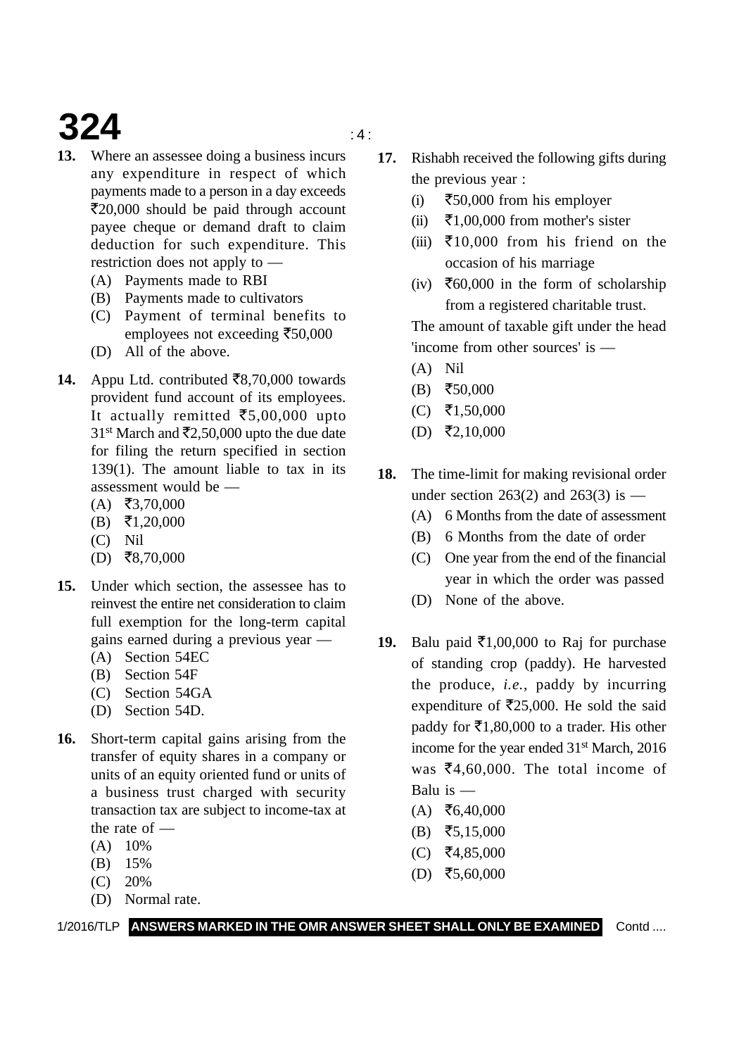**13.** Where an assessee doing a business incurs any expenditure in respect of which payments made to a person in a day exceeds ₹20,000 should be paid through account payee cheque or demand draft to claim deduction for such expenditure. This restriction does not apply to —

(A) Payments made to RBI
(B) Payments made to cultivators
(C) Payment of terminal benefits to employees not exceeding ₹50,000
(D) All of the above.

**14.** Appu Ltd. contributed ₹8,70,000 towards provident fund account of its employees. It actually remitted ₹5,00,000 upto $31^{st}$ March and ₹2,50,000 upto the due date for filing the return specified in section 139(1). The amount liable to tax in its assessment would be —

(A) ₹3,70,000
(B) ₹1,20,000
(C) Nil
(D) ₹8,70,000

**15.** Under which section, the assessee has to reinvest the entire net consideration to claim full exemption for the long-term capital gains earned during a previous year —

(A) Section 54EC
(B) Section 54F
(C) Section 54GA
(D) Section 54D.

**16.** Short-term capital gains arising from the transfer of equity shares in a company or units of an equity oriented fund or units of a business trust charged with security transaction tax are subject to income-tax at the rate of —

(A) 10%
(B) 15%
(C) 20%
(D) Normal rate.

**17.** Rishabh received the following gifts during the previous year :

(i) ₹50,000 from his employer
(ii) ₹1,00,000 from mother's sister
(iii) ₹10,000 from his friend on the occasion of his marriage
(iv) ₹60,000 in the form of scholarship from a registered charitable trust.

The amount of taxable gift under the head 'income from other sources' is —

(A) Nil
(B) ₹50,000
(C) ₹1,50,000
(D) ₹2,10,000

**18.** The time-limit for making revisional order under section 263(2) and 263(3) is —

(A) 6 Months from the date of assessment
(B) 6 Months from the date of order
(C) One year from the end of the financial year in which the order was passed
(D) None of the above.

**19.** Balu paid ₹1,00,000 to Raj for purchase of standing crop (paddy). He harvested the produce, *i.e.*, paddy by incurring expenditure of ₹25,000. He sold the said paddy for ₹1,80,000 to a trader. His other income for the year ended $31^{st}$ March, 2016 was ₹4,60,000. The total income of Balu is —

(A) ₹6,40,000
(B) ₹5,15,000
(C) ₹4,85,000
(D) ₹5,60,000

**ANSWERS MARKED IN THE OMR ANSWER SHEET SHALL ONLY BE EXAMINED**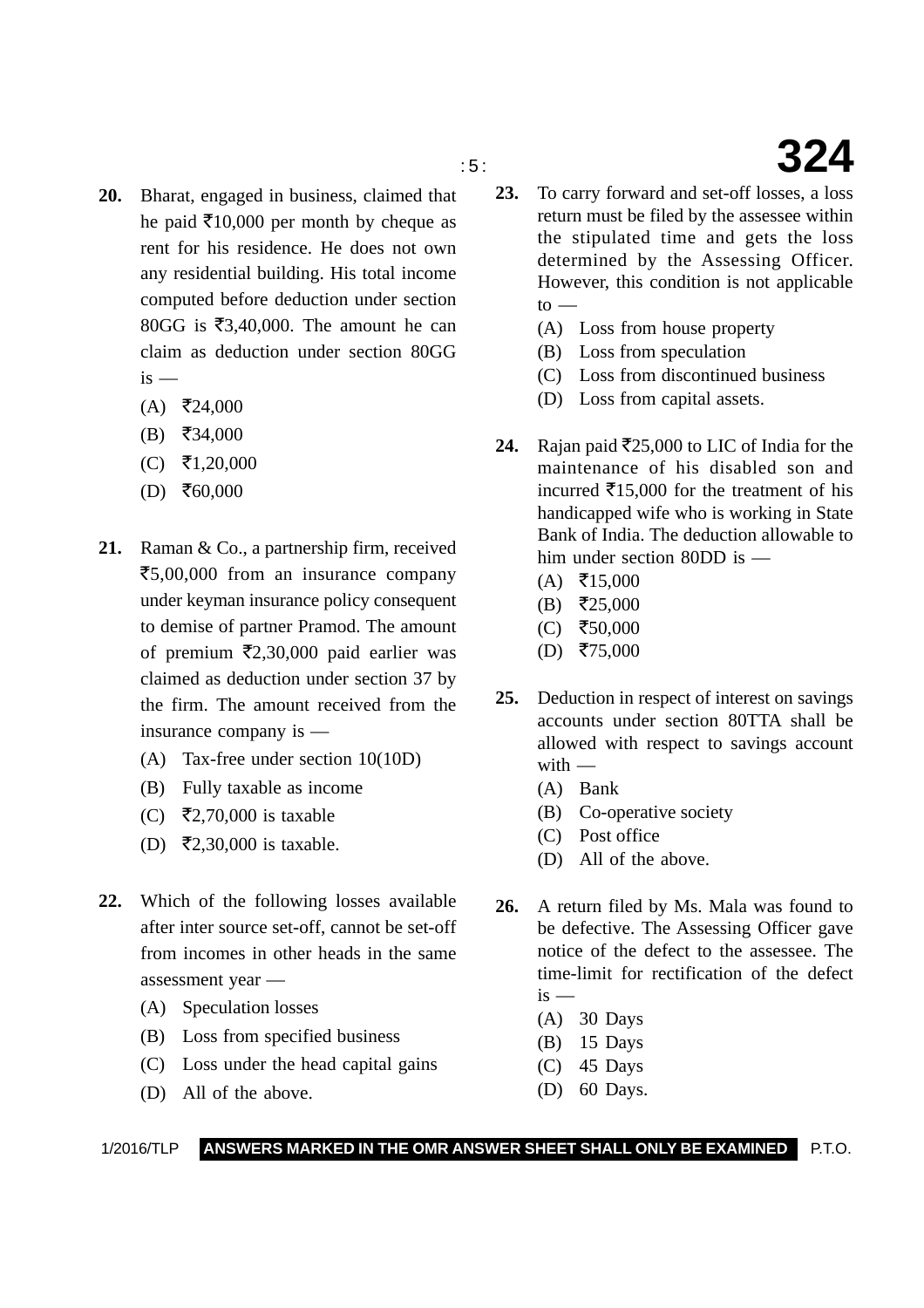**20.** Bharat, engaged in business, claimed that he paid ₹10,000 per month by cheque as rent for his residence. He does not own any residential building. His total income computed before deduction under section 80GG is ₹3,40,000. The amount he can claim as deduction under section 80GG is —

(A) ₹24,000

(B) ₹34,000

(C) ₹1,20,000

(D) ₹60,000

**21.** Raman & Co., a partnership firm, received ₹5,00,000 from an insurance company under keyman insurance policy consequent to demise of partner Pramod. The amount of premium ₹2,30,000 paid earlier was claimed as deduction under section 37 by the firm. The amount received from the insurance company is —

(A) Tax-free under section 10(10D)

(B) Fully taxable as income

(C) ₹2,70,000 is taxable

(D) ₹2,30,000 is taxable.

**22.** Which of the following losses available after inter source set-off, cannot be set-off from incomes in other heads in the same assessment year —

(A) Speculation losses

(B) Loss from specified business

(C) Loss under the head capital gains

(D) All of the above.

**23.** To carry forward and set-off losses, a loss return must be filed by the assessee within the stipulated time and gets the loss determined by the Assessing Officer. However, this condition is not applicable to —

(A) Loss from house property

(B) Loss from speculation

(C) Loss from discontinued business

(D) Loss from capital assets.

**24.** Rajan paid ₹25,000 to LIC of India for the maintenance of his disabled son and incurred ₹15,000 for the treatment of his handicapped wife who is working in State Bank of India. The deduction allowable to him under section 80DD is —

(A) ₹15,000

(B) ₹25,000

(C) ₹50,000

(D) ₹75,000

**25.** Deduction in respect of interest on savings accounts under section 80TTA shall be allowed with respect to savings account with —

(A) Bank

(B) Co-operative society

(C) Post office

(D) All of the above.

**26.** A return filed by Ms. Mala was found to be defective. The Assessing Officer gave notice of the defect to the assessee. The time-limit for rectification of the defect is —

(A) 30 Days

(B) 15 Days

(C) 45 Days

(D) 60 Days.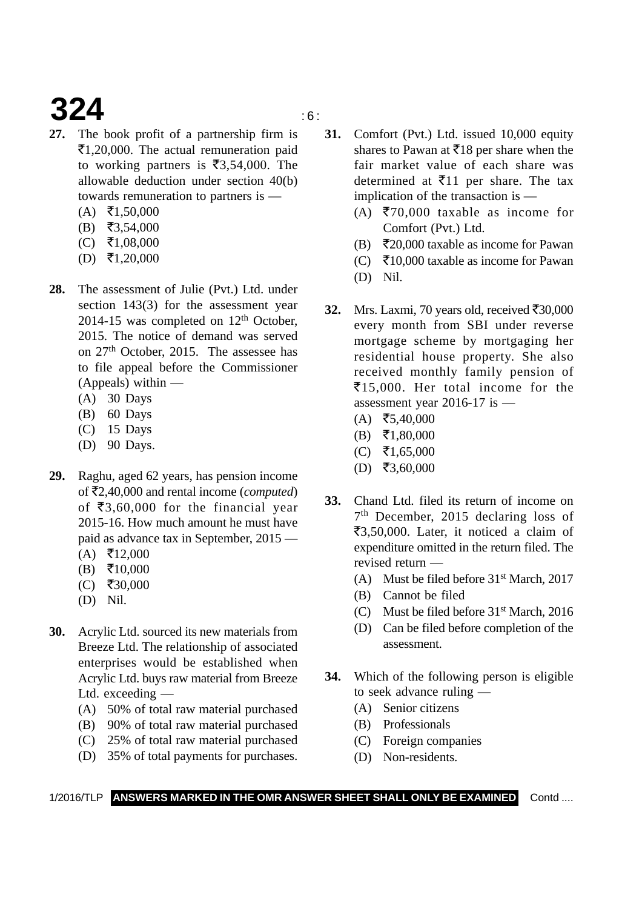**27.** The book profit of a partnership firm is ₹1,20,000. The actual remuneration paid to working partners is ₹3,54,000. The allowable deduction under section 40(b) towards remuneration to partners is —

(A) ₹1,50,000

(B) ₹3,54,000

(C) ₹1,08,000

(D) ₹1,20,000

**28.** The assessment of Julie (Pvt.) Ltd. under section 143(3) for the assessment year 2014-15 was completed on 12th October, 2015. The notice of demand was served on 27th October, 2015. The assessee has to file appeal before the Commissioner (Appeals) within —

(A) 30 Days

(B) 60 Days

(C) 15 Days

(D) 90 Days.

**29.** Raghu, aged 62 years, has pension income of ₹2,40,000 and rental income (*computed*) of ₹3,60,000 for the financial year 2015-16. How much amount he must have paid as advance tax in September, 2015 —

(A) ₹12,000

(B) ₹10,000

(C) ₹30,000

(D) Nil.

**30.** Acrylic Ltd. sourced its new materials from Breeze Ltd. The relationship of associated enterprises would be established when Acrylic Ltd. buys raw material from Breeze Ltd. exceeding —

(A) 50% of total raw material purchased

(B) 90% of total raw material purchased

(C) 25% of total raw material purchased

(D) 35% of total payments for purchases.

**31.** Comfort (Pvt.) Ltd. issued 10,000 equity shares to Pawan at ₹18 per share when the fair market value of each share was determined at ₹11 per share. The tax implication of the transaction is —

(A) ₹70,000 taxable as income for Comfort (Pvt.) Ltd.

(B) ₹20,000 taxable as income for Pawan

(C) ₹10,000 taxable as income for Pawan

(D) Nil.

**32.** Mrs. Laxmi, 70 years old, received ₹30,000 every month from SBI under reverse mortgage scheme by mortgaging her residential house property. She also received monthly family pension of ₹15,000. Her total income for the assessment year 2016-17 is —

(A) ₹5,40,000

(B) ₹1,80,000

(C) ₹1,65,000

(D) ₹3,60,000

**33.** Chand Ltd. filed its return of income on 7th December, 2015 declaring loss of ₹3,50,000. Later, it noticed a claim of expenditure omitted in the return filed. The revised return —

(A) Must be filed before 31st March, 2017

(B) Cannot be filed

(C) Must be filed before 31st March, 2016

(D) Can be filed before completion of the assessment.

**34.** Which of the following person is eligible to seek advance ruling —

(A) Senior citizens

(B) Professionals

(C) Foreign companies

(D) Non-residents.

**ANSWERS MARKED IN THE OMR ANSWER SHEET SHALL ONLY BE EXAMINED**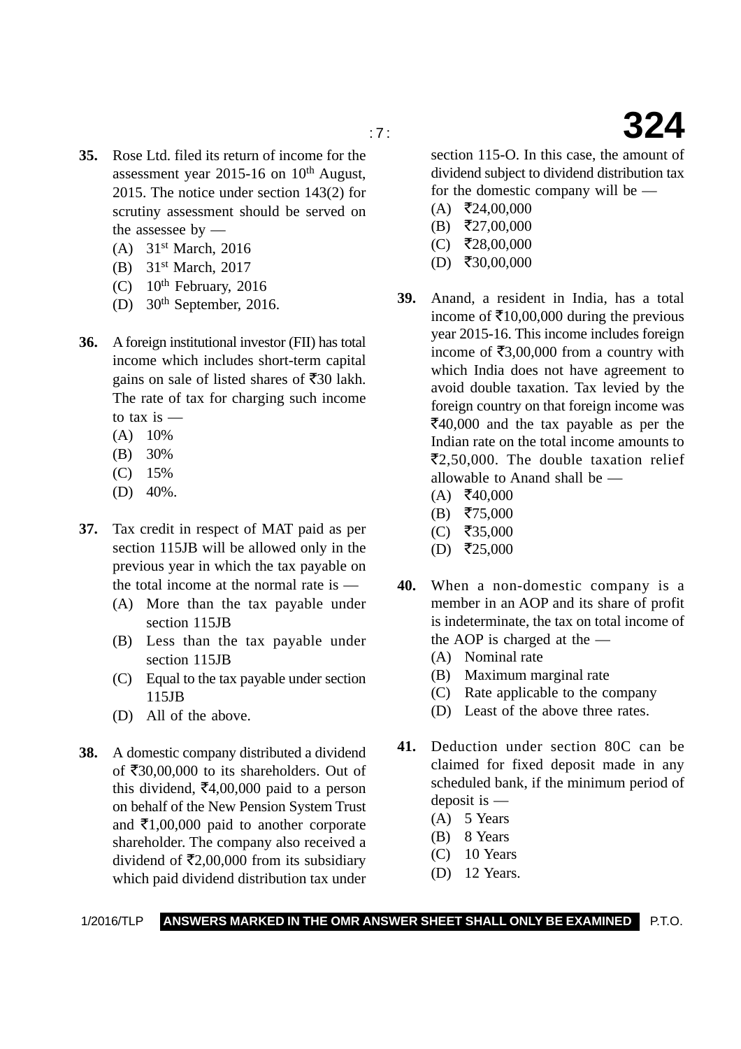**35.** Rose Ltd. filed its return of income for the assessment year 2015-16 on 10th August, 2015. The notice under section 143(2) for scrutiny assessment should be served on the assessee by —

(A) 31st March, 2016

(B) 31st March, 2017

(C) 10th February, 2016

(D) 30th September, 2016.

**36.** A foreign institutional investor (FII) has total income which includes short-term capital gains on sale of listed shares of ₹30 lakh. The rate of tax for charging such income to tax is —

(A) 10%

(B) 30%

(C) 15%

(D) 40%.

**37.** Tax credit in respect of MAT paid as per section 115JB will be allowed only in the previous year in which the tax payable on the total income at the normal rate is —

(A) More than the tax payable under section 115JB

(B) Less than the tax payable under section 115JB

(C) Equal to the tax payable under section 115JB

(D) All of the above.

**38.** A domestic company distributed a dividend of ₹30,00,000 to its shareholders. Out of this dividend, ₹4,00,000 paid to a person on behalf of the New Pension System Trust and ₹1,00,000 paid to another corporate shareholder. The company also received a dividend of ₹2,00,000 from its subsidiary which paid dividend distribution tax under section 115-O. In this case, the amount of dividend subject to dividend distribution tax for the domestic company will be —

(A) ₹24,00,000

(B) ₹27,00,000

(C) ₹28,00,000

(D) ₹30,00,000

**39.** Anand, a resident in India, has a total income of ₹10,00,000 during the previous year 2015-16. This income includes foreign income of ₹3,00,000 from a country with which India does not have agreement to avoid double taxation. Tax levied by the foreign country on that foreign income was ₹40,000 and the tax payable as per the Indian rate on the total income amounts to ₹2,50,000. The double taxation relief allowable to Anand shall be —

(A) ₹40,000

(B) ₹75,000

(C) ₹35,000

(D) ₹25,000

**40.** When a non-domestic company is a member in an AOP and its share of profit is indeterminate, the tax on total income of the AOP is charged at the —

(A) Nominal rate

(B) Maximum marginal rate

(C) Rate applicable to the company

(D) Least of the above three rates.

**41.** Deduction under section 80C can be claimed for fixed deposit made in any scheduled bank, if the minimum period of deposit is —

(A) 5 Years

(B) 8 Years

(C) 10 Years

(D) 12 Years.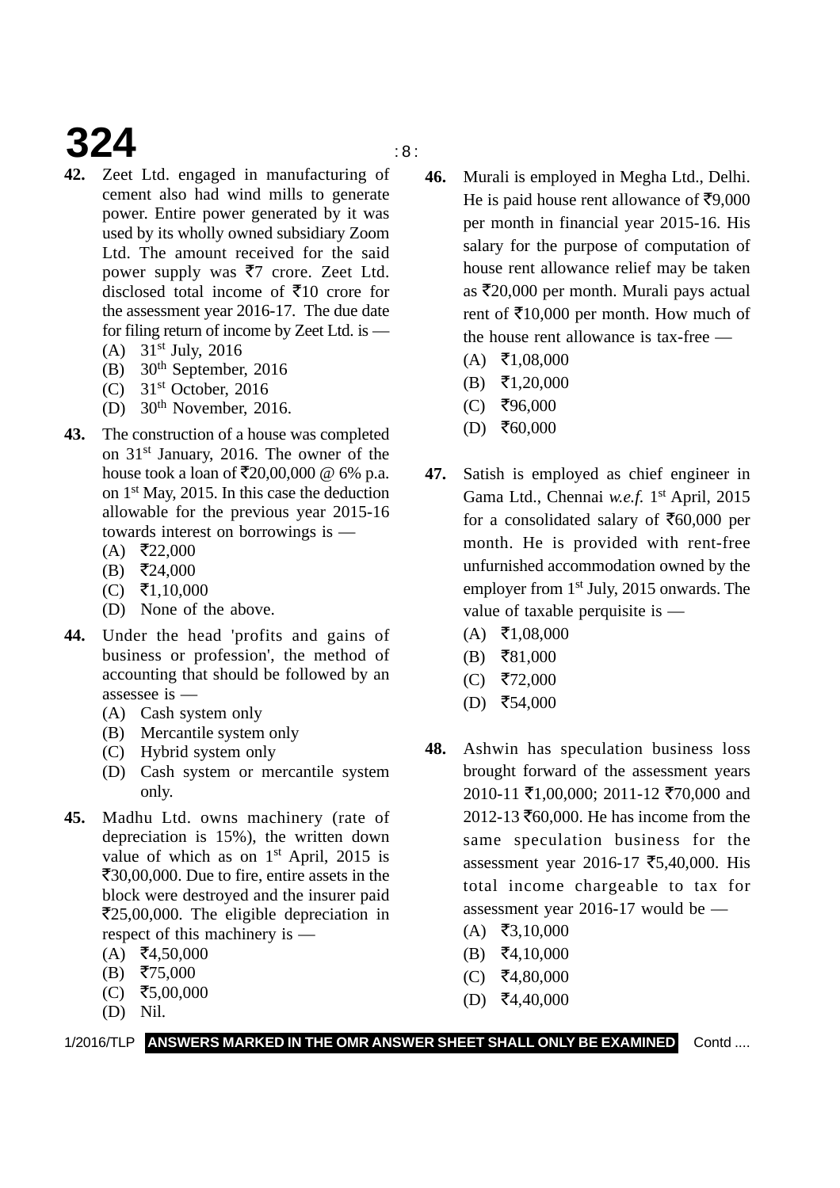**42.** Zeet Ltd. engaged in manufacturing of cement also had wind mills to generate power. Entire power generated by it was used by its wholly owned subsidiary Zoom Ltd. The amount received for the said power supply was ₹7 crore. Zeet Ltd. disclosed total income of ₹10 crore for the assessment year 2016-17. The due date for filing return of income by Zeet Ltd. is —

(A) 31st July, 2016
(B) 30th September, 2016
(C) 31st October, 2016
(D) 30th November, 2016.

**43.** The construction of a house was completed on 31st January, 2016. The owner of the house took a loan of ₹20,00,000 @ 6% p.a. on 1st May, 2015. In this case the deduction allowable for the previous year 2015-16 towards interest on borrowings is —

(A) ₹22,000
(B) ₹24,000
(C) ₹1,10,000
(D) None of the above.

**44.** Under the head 'profits and gains of business or profession', the method of accounting that should be followed by an assessee is —

(A) Cash system only
(B) Mercantile system only
(C) Hybrid system only
(D) Cash system or mercantile system only.

**45.** Madhu Ltd. owns machinery (rate of depreciation is 15%), the written down value of which as on 1st April, 2015 is ₹30,00,000. Due to fire, entire assets in the block were destroyed and the insurer paid ₹25,00,000. The eligible depreciation in respect of this machinery is —

(A) ₹4,50,000
(B) ₹75,000
(C) ₹5,00,000
(D) Nil.

**46.** Murali is employed in Megha Ltd., Delhi. He is paid house rent allowance of ₹9,000 per month in financial year 2015-16. His salary for the purpose of computation of house rent allowance relief may be taken as ₹20,000 per month. Murali pays actual rent of ₹10,000 per month. How much of the house rent allowance is tax-free —

(A) ₹1,08,000
(B) ₹1,20,000
(C) ₹96,000
(D) ₹60,000

**47.** Satish is employed as chief engineer in Gama Ltd., Chennai *w.e.f.* 1st April, 2015 for a consolidated salary of ₹60,000 per month. He is provided with rent-free unfurnished accommodation owned by the employer from 1st July, 2015 onwards. The value of taxable perquisite is —

(A) ₹1,08,000
(B) ₹81,000
(C) ₹72,000
(D) ₹54,000

**48.** Ashwin has speculation business loss brought forward of the assessment years 2010-11 ₹1,00,000; 2011-12 ₹70,000 and 2012-13 ₹60,000. He has income from the same speculation business for the assessment year 2016-17 ₹5,40,000. His total income chargeable to tax for assessment year 2016-17 would be —

(A) ₹3,10,000
(B) ₹4,10,000
(C) ₹4,80,000
(D) ₹4,40,000

**ANSWERS MARKED IN THE OMR ANSWER SHEET SHALL ONLY BE EXAMINED**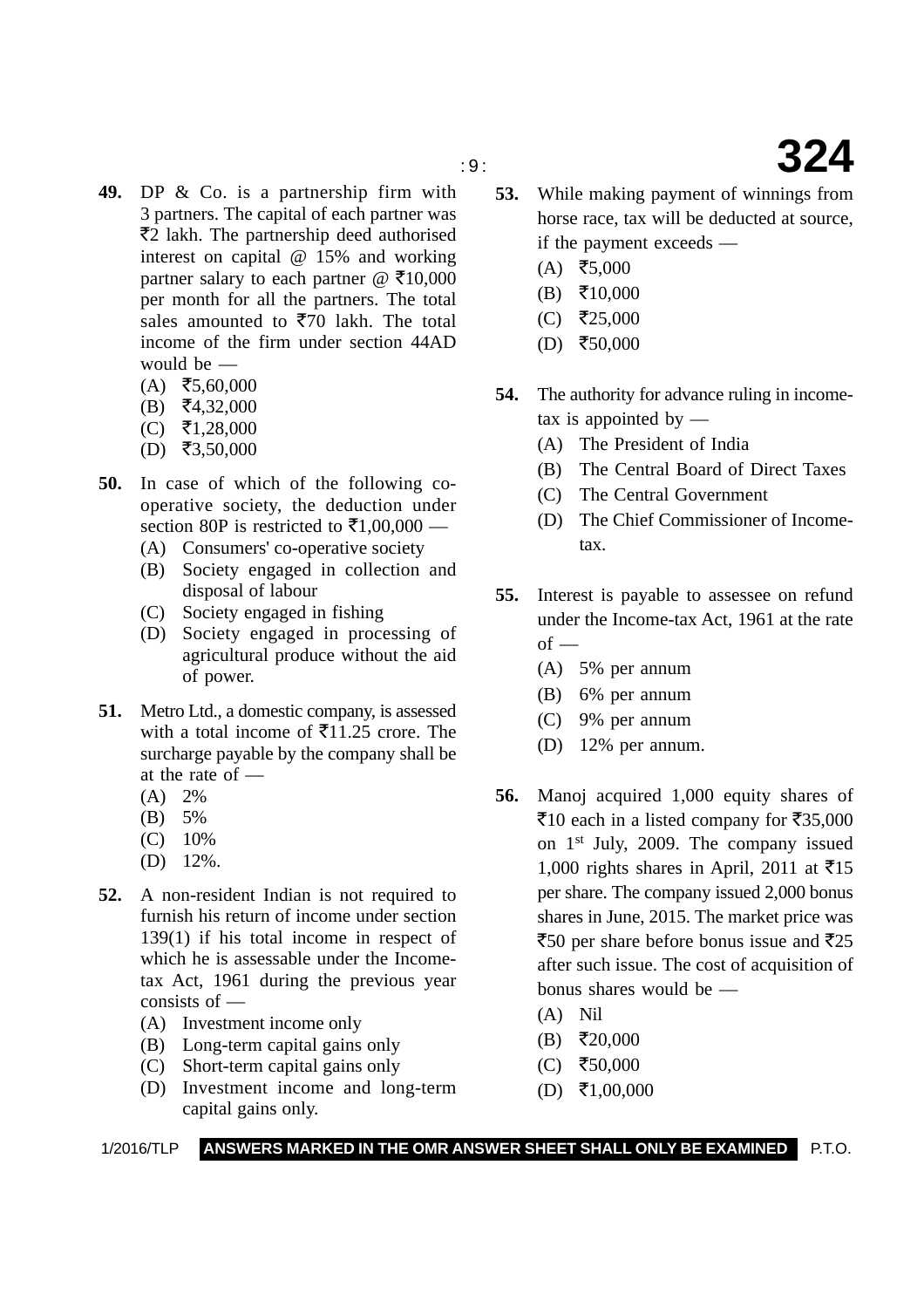**49.** DP & Co. is a partnership firm with 3 partners. The capital of each partner was ₹2 lakh. The partnership deed authorised interest on capital @ 15% and working partner salary to each partner @ ₹10,000 per month for all the partners. The total sales amounted to ₹70 lakh. The total income of the firm under section 44AD would be —

- (A) ₹5,60,000
- (B) ₹4,32,000
- (C) ₹1,28,000
- (D) ₹3,50,000

**50.** In case of which of the following co-operative society, the deduction under section 80P is restricted to ₹1,00,000 —

- (A) Consumers' co-operative society
- (B) Society engaged in collection and disposal of labour
- (C) Society engaged in fishing
- (D) Society engaged in processing of agricultural produce without the aid of power.

**51.** Metro Ltd., a domestic company, is assessed with a total income of ₹11.25 crore. The surcharge payable by the company shall be at the rate of —

- (A) 2%
- (B) 5%
- (C) 10%
- (D) 12%.

**52.** A non-resident Indian is not required to furnish his return of income under section 139(1) if his total income in respect of which he is assessable under the Income-tax Act, 1961 during the previous year consists of —

- (A) Investment income only
- (B) Long-term capital gains only
- (C) Short-term capital gains only
- (D) Investment income and long-term capital gains only.

**53.** While making payment of winnings from horse race, tax will be deducted at source, if the payment exceeds —

- (A) ₹5,000
- (B) ₹10,000
- (C) ₹25,000
- (D) ₹50,000

**54.** The authority for advance ruling in income-tax is appointed by —

- (A) The President of India
- (B) The Central Board of Direct Taxes
- (C) The Central Government
- (D) The Chief Commissioner of Income-tax.

**55.** Interest is payable to assessee on refund under the Income-tax Act, 1961 at the rate of —

- (A) 5% per annum
- (B) 6% per annum
- (C) 9% per annum
- (D) 12% per annum.

**56.** Manoj acquired 1,000 equity shares of ₹10 each in a listed company for ₹35,000 on 1st July, 2009. The company issued 1,000 rights shares in April, 2011 at ₹15 per share. The company issued 2,000 bonus shares in June, 2015. The market price was ₹50 per share before bonus issue and ₹25 after such issue. The cost of acquisition of bonus shares would be —

- (A) Nil
- (B) ₹20,000
- (C) ₹50,000
- (D) ₹1,00,000

ANSWERS MARKED IN THE OMR ANSWER SHEET SHALL ONLY BE EXAMINED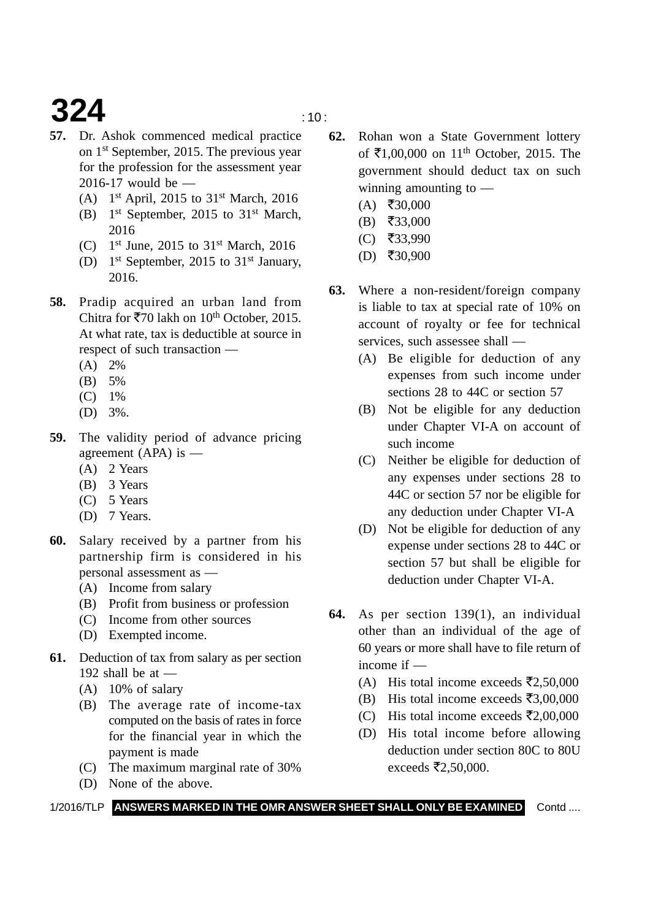**57.** Dr. Ashok commenced medical practice on 1st September, 2015. The previous year for the profession for the assessment year 2016-17 would be —

(A) 1st April, 2015 to 31st March, 2016

(B) 1st September, 2015 to 31st March, 2016

(C) 1st June, 2015 to 31st March, 2016

(D) 1st September, 2015 to 31st January, 2016.

**58.** Pradip acquired an urban land from Chitra for ₹70 lakh on 10th October, 2015. At what rate, tax is deductible at source in respect of such transaction —

(A) 2%

(B) 5%

(C) 1%

(D) 3%.

**59.** The validity period of advance pricing agreement (APA) is —

(A) 2 Years

(B) 3 Years

(C) 5 Years

(D) 7 Years.

**60.** Salary received by a partner from his partnership firm is considered in his personal assessment as —

(A) Income from salary

(B) Profit from business or profession

(C) Income from other sources

(D) Exempted income.

**61.** Deduction of tax from salary as per section 192 shall be at —

(A) 10% of salary

(B) The average rate of income-tax computed on the basis of rates in force for the financial year in which the payment is made

(C) The maximum marginal rate of 30%

(D) None of the above.

**62.** Rohan won a State Government lottery of ₹1,00,000 on 11th October, 2015. The government should deduct tax on such winning amounting to —

(A) ₹30,000

(B) ₹33,000

(C) ₹33,990

(D) ₹30,900

**63.** Where a non-resident/foreign company is liable to tax at special rate of 10% on account of royalty or fee for technical services, such assessee shall —

(A) Be eligible for deduction of any expenses from such income under sections 28 to 44C or section 57

(B) Not be eligible for any deduction under Chapter VI-A on account of such income

(C) Neither be eligible for deduction of any expenses under sections 28 to 44C or section 57 nor be eligible for any deduction under Chapter VI-A

(D) Not be eligible for deduction of any expense under sections 28 to 44C or section 57 but shall be eligible for deduction under Chapter VI-A.

**64.** As per section 139(1), an individual other than an individual of the age of 60 years or more shall have to file return of income if —

(A) His total income exceeds ₹2,50,000

(B) His total income exceeds ₹3,00,000

(C) His total income exceeds ₹2,00,000

(D) His total income before allowing deduction under section 80C to 80U exceeds ₹2,50,000.

**ANSWERS MARKED IN THE OMR ANSWER SHEET SHALL ONLY BE EXAMINED**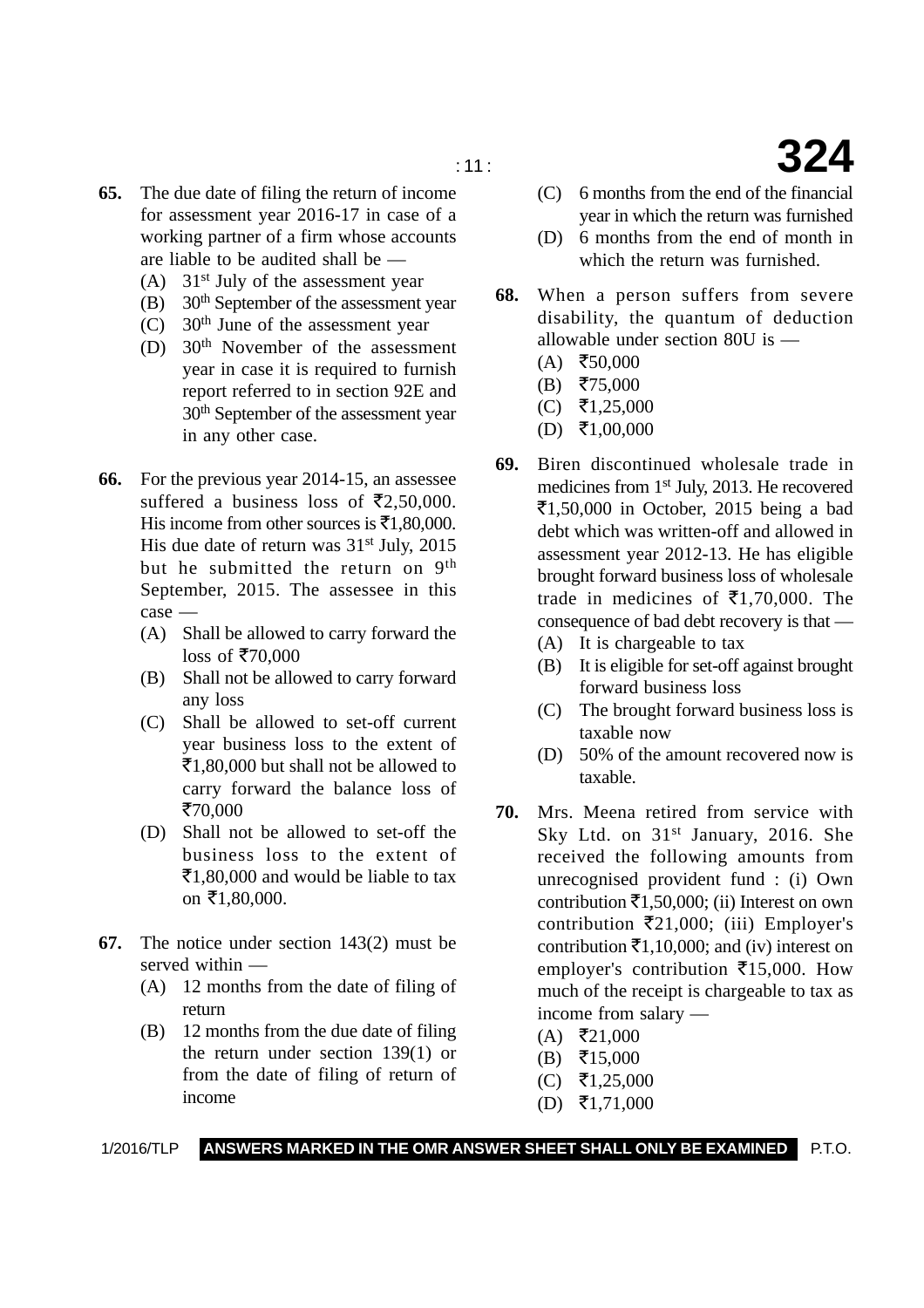**65.** The due date of filing the return of income for assessment year 2016-17 in case of a working partner of a firm whose accounts are liable to be audited shall be —

(A) 31st July of the assessment year

(B) 30th September of the assessment year

(C) 30th June of the assessment year

(D) 30th November of the assessment year in case it is required to furnish report referred to in section 92E and 30th September of the assessment year in any other case.

**66.** For the previous year 2014-15, an assessee suffered a business loss of ₹2,50,000. His income from other sources is ₹1,80,000. His due date of return was 31st July, 2015 but he submitted the return on 9th September, 2015. The assessee in this case —

(A) Shall be allowed to carry forward the loss of ₹70,000

(B) Shall not be allowed to carry forward any loss

(C) Shall be allowed to set-off current year business loss to the extent of ₹1,80,000 but shall not be allowed to carry forward the balance loss of ₹70,000

(D) Shall not be allowed to set-off the business loss to the extent of ₹1,80,000 and would be liable to tax on ₹1,80,000.

**67.** The notice under section 143(2) must be served within —

(A) 12 months from the date of filing of return

(B) 12 months from the due date of filing the return under section 139(1) or from the date of filing of return of income

(C) 6 months from the end of the financial year in which the return was furnished

(D) 6 months from the end of month in which the return was furnished.

**68.** When a person suffers from severe disability, the quantum of deduction allowable under section 80U is —

(A) ₹50,000

(B) ₹75,000

(C) ₹1,25,000

(D) ₹1,00,000

**69.** Biren discontinued wholesale trade in medicines from 1st July, 2013. He recovered ₹1,50,000 in October, 2015 being a bad debt which was written-off and allowed in assessment year 2012-13. He has eligible brought forward business loss of wholesale trade in medicines of ₹1,70,000. The consequence of bad debt recovery is that —

(A) It is chargeable to tax

(B) It is eligible for set-off against brought forward business loss

(C) The brought forward business loss is taxable now

(D) 50% of the amount recovered now is taxable.

**70.** Mrs. Meena retired from service with Sky Ltd. on 31st January, 2016. She received the following amounts from unrecognised provident fund : (i) Own contribution ₹1,50,000; (ii) Interest on own contribution ₹21,000; (iii) Employer's contribution ₹1,10,000; and (iv) interest on employer's contribution ₹15,000. How much of the receipt is chargeable to tax as income from salary —

(A) ₹21,000

(B) ₹15,000

(C) ₹1,25,000

(D) ₹1,71,000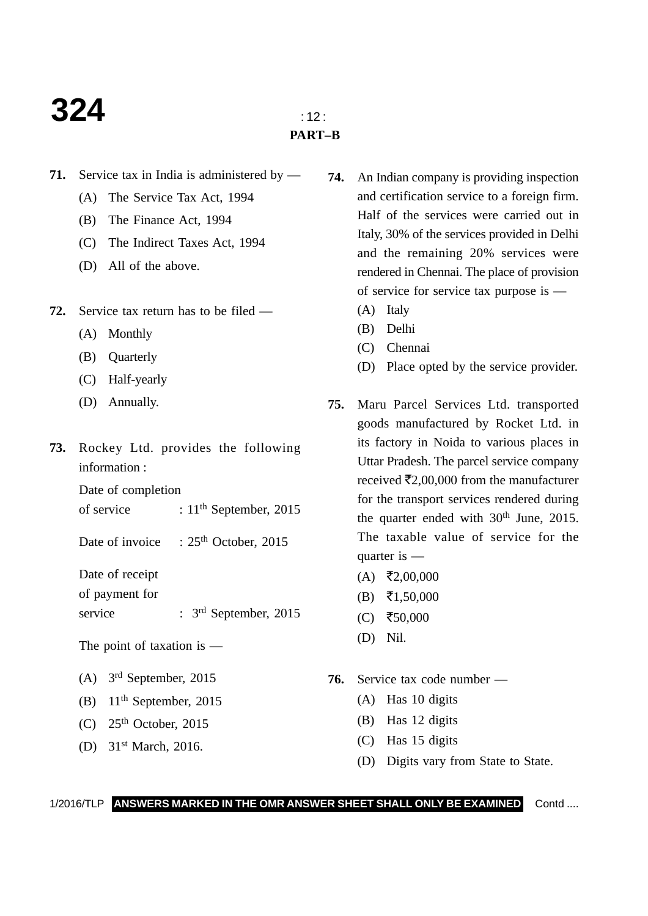## PART–B

**71.** Service tax in India is administered by —

(A) The Service Tax Act, 1994

(B) The Finance Act, 1994

(C) The Indirect Taxes Act, 1994

(D) All of the above.

**72.** Service tax return has to be filed —

(A) Monthly

(B) Quarterly

(C) Half-yearly

(D) Annually.

**73.** Rockey Ltd. provides the following information :

Date of completion of service : 11th September, 2015

Date of invoice : 25th October, 2015

Date of receipt of payment for service : 3rd September, 2015

The point of taxation is —

(A) 3rd September, 2015

(B) 11th September, 2015

(C) 25th October, 2015

(D) 31st March, 2016.

**74.** An Indian company is providing inspection and certification service to a foreign firm. Half of the services were carried out in Italy, 30% of the services provided in Delhi and the remaining 20% services were rendered in Chennai. The place of provision of service for service tax purpose is —

(A) Italy

(B) Delhi

(C) Chennai

(D) Place opted by the service provider.

**75.** Maru Parcel Services Ltd. transported goods manufactured by Rocket Ltd. in its factory in Noida to various places in Uttar Pradesh. The parcel service company received ₹2,00,000 from the manufacturer for the transport services rendered during the quarter ended with 30th June, 2015. The taxable value of service for the quarter is —

(A) ₹2,00,000

(B) ₹1,50,000

(C) ₹50,000

(D) Nil.

**76.** Service tax code number —

(A) Has 10 digits

(B) Has 12 digits

(C) Has 15 digits

(D) Digits vary from State to State.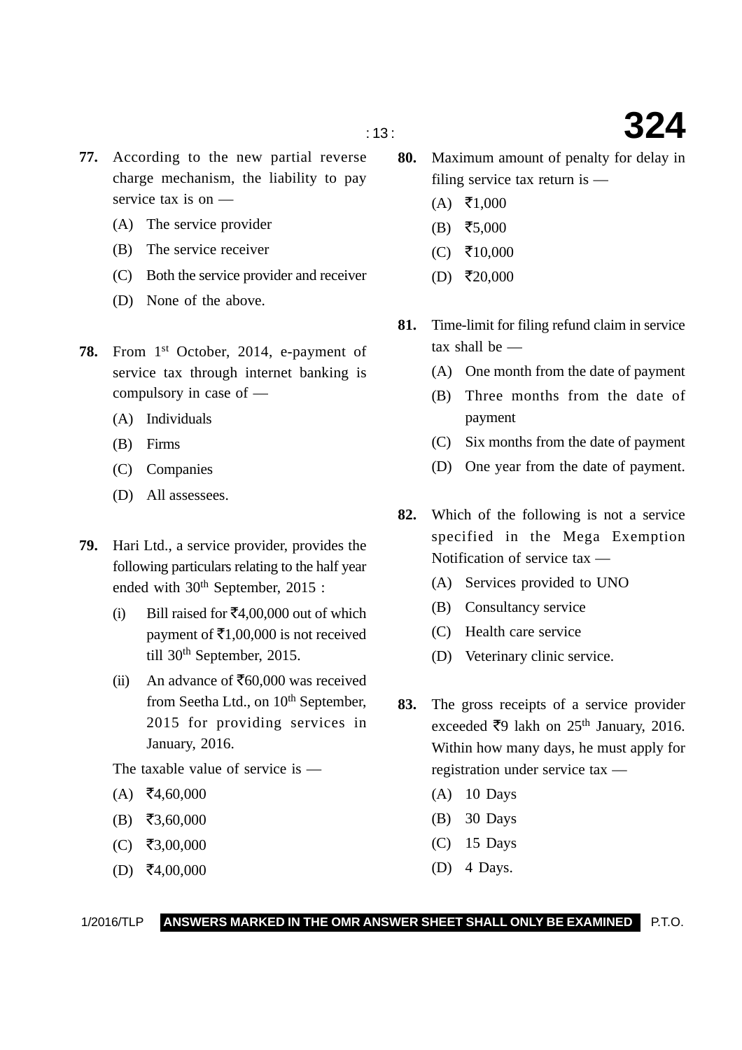**77.** According to the new partial reverse charge mechanism, the liability to pay service tax is on —

(A) The service provider

(B) The service receiver

(C) Both the service provider and receiver

(D) None of the above.

**78.** From 1st October, 2014, e-payment of service tax through internet banking is compulsory in case of —

(A) Individuals

(B) Firms

(C) Companies

(D) All assessees.

**79.** Hari Ltd., a service provider, provides the following particulars relating to the half year ended with 30th September, 2015 :

(i) Bill raised for ₹4,00,000 out of which payment of ₹1,00,000 is not received till 30th September, 2015.

(ii) An advance of ₹60,000 was received from Seetha Ltd., on 10th September, 2015 for providing services in January, 2016.

The taxable value of service is —

(A) ₹4,60,000

(B) ₹3,60,000

(C) ₹3,00,000

(D) ₹4,00,000

**80.** Maximum amount of penalty for delay in filing service tax return is —

(A) ₹1,000

(B) ₹5,000

(C) ₹10,000

(D) ₹20,000

**81.** Time-limit for filing refund claim in service tax shall be —

(A) One month from the date of payment

(B) Three months from the date of payment

(C) Six months from the date of payment

(D) One year from the date of payment.

**82.** Which of the following is not a service specified in the Mega Exemption Notification of service tax —

(A) Services provided to UNO

(B) Consultancy service

(C) Health care service

(D) Veterinary clinic service.

**83.** The gross receipts of a service provider exceeded ₹9 lakh on 25th January, 2016. Within how many days, he must apply for registration under service tax —

(A) 10 Days

(B) 30 Days

(C) 15 Days

(D) 4 Days.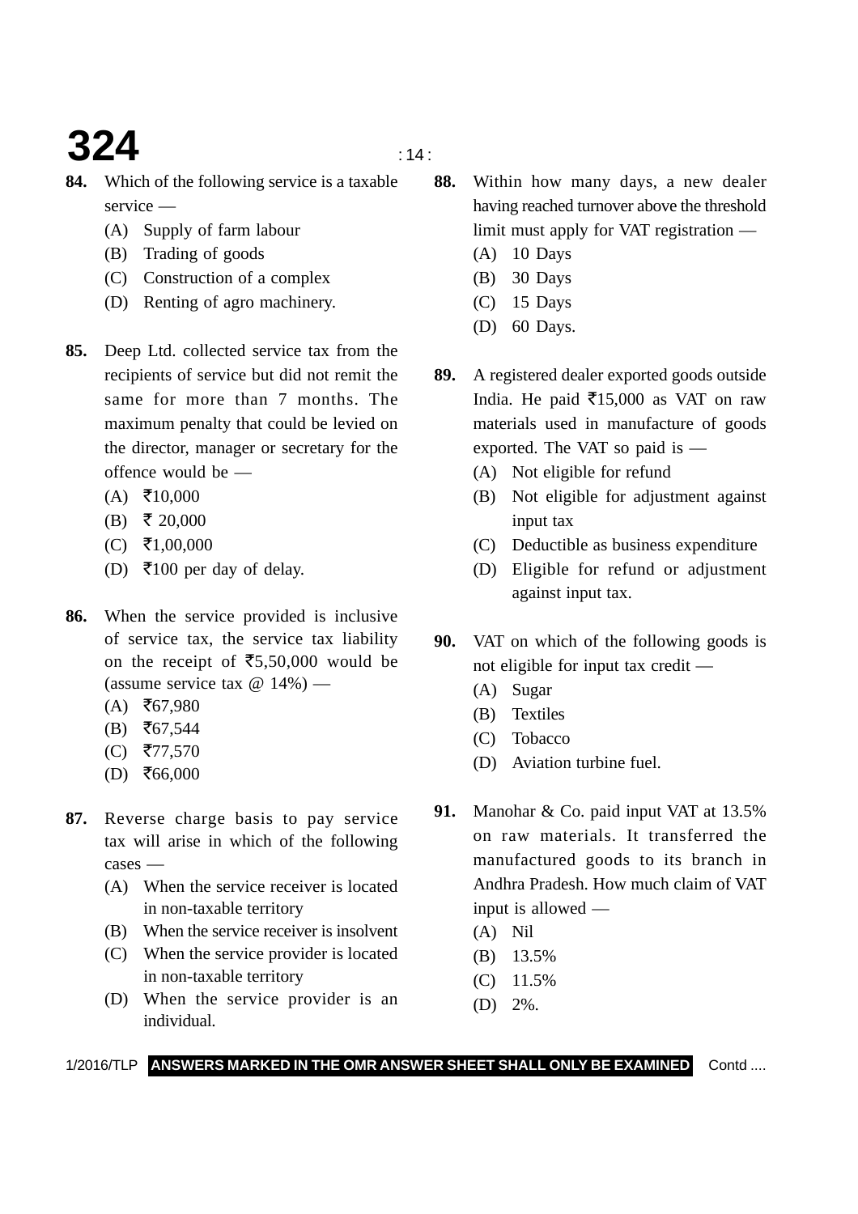**84.** Which of the following service is a taxable service —

(A) Supply of farm labour
(B) Trading of goods
(C) Construction of a complex
(D) Renting of agro machinery.

**85.** Deep Ltd. collected service tax from the recipients of service but did not remit the same for more than 7 months. The maximum penalty that could be levied on the director, manager or secretary for the offence would be —

(A) ₹10,000
(B) ₹ 20,000
(C) ₹1,00,000
(D) ₹100 per day of delay.

**86.** When the service provided is inclusive of service tax, the service tax liability on the receipt of ₹5,50,000 would be (assume service tax @ 14%) —

(A) ₹67,980
(B) ₹67,544
(C) ₹77,570
(D) ₹66,000

**87.** Reverse charge basis to pay service tax will arise in which of the following cases —

(A) When the service receiver is located in non-taxable territory
(B) When the service receiver is insolvent
(C) When the service provider is located in non-taxable territory
(D) When the service provider is an individual.

**88.** Within how many days, a new dealer having reached turnover above the threshold limit must apply for VAT registration —

(A) 10 Days
(B) 30 Days
(C) 15 Days
(D) 60 Days.

**89.** A registered dealer exported goods outside India. He paid ₹15,000 as VAT on raw materials used in manufacture of goods exported. The VAT so paid is —

(A) Not eligible for refund
(B) Not eligible for adjustment against input tax
(C) Deductible as business expenditure
(D) Eligible for refund or adjustment against input tax.

**90.** VAT on which of the following goods is not eligible for input tax credit —

(A) Sugar
(B) Textiles
(C) Tobacco
(D) Aviation turbine fuel.

**91.** Manohar & Co. paid input VAT at 13.5% on raw materials. It transferred the manufactured goods to its branch in Andhra Pradesh. How much claim of VAT input is allowed —

(A) Nil
(B) 13.5%
(C) 11.5%
(D) 2%.

1/2016/TLP **ANSWERS MARKED IN THE OMR ANSWER SHEET SHALL ONLY BE EXAMINED** Contd ....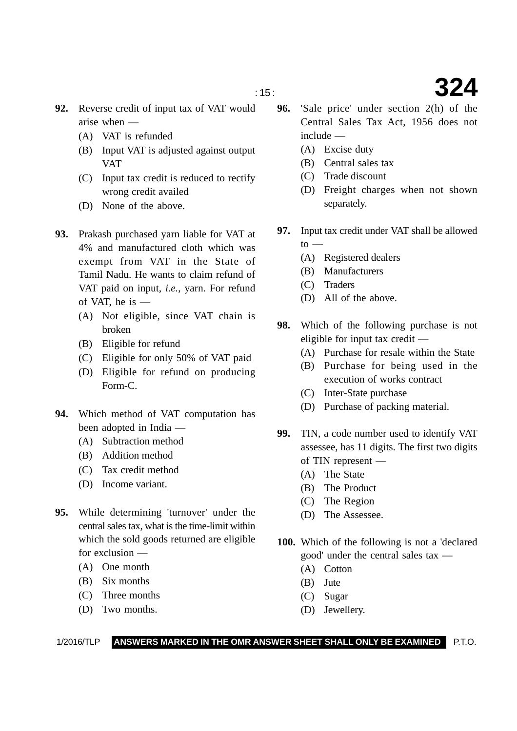**92.** Reverse credit of input tax of VAT would arise when —

(A) VAT is refunded

(B) Input VAT is adjusted against output VAT

(C) Input tax credit is reduced to rectify wrong credit availed

(D) None of the above.

**93.** Prakash purchased yarn liable for VAT at 4% and manufactured cloth which was exempt from VAT in the State of Tamil Nadu. He wants to claim refund of VAT paid on input, *i.e.*, yarn. For refund of VAT, he is —

(A) Not eligible, since VAT chain is broken

(B) Eligible for refund

(C) Eligible for only 50% of VAT paid

(D) Eligible for refund on producing Form-C.

**94.** Which method of VAT computation has been adopted in India —

(A) Subtraction method

(B) Addition method

(C) Tax credit method

(D) Income variant.

**95.** While determining 'turnover' under the central sales tax, what is the time-limit within which the sold goods returned are eligible for exclusion —

(A) One month

(B) Six months

(C) Three months

(D) Two months.

**96.** 'Sale price' under section 2(h) of the Central Sales Tax Act, 1956 does not include —

(A) Excise duty

(B) Central sales tax

(C) Trade discount

(D) Freight charges when not shown separately.

**97.** Input tax credit under VAT shall be allowed to —

(A) Registered dealers

(B) Manufacturers

(C) Traders

(D) All of the above.

**98.** Which of the following purchase is not eligible for input tax credit —

(A) Purchase for resale within the State

(B) Purchase for being used in the execution of works contract

(C) Inter-State purchase

(D) Purchase of packing material.

**99.** TIN, a code number used to identify VAT assessee, has 11 digits. The first two digits of TIN represent —

(A) The State

(B) The Product

(C) The Region

(D) The Assessee.

**100.** Which of the following is not a 'declared good' under the central sales tax —

(A) Cotton

(B) Jute

(C) Sugar

(D) Jewellery.

1/2016/TLP **ANSWERS MARKED IN THE OMR ANSWER SHEET SHALL ONLY BE EXAMINED** P.T.O.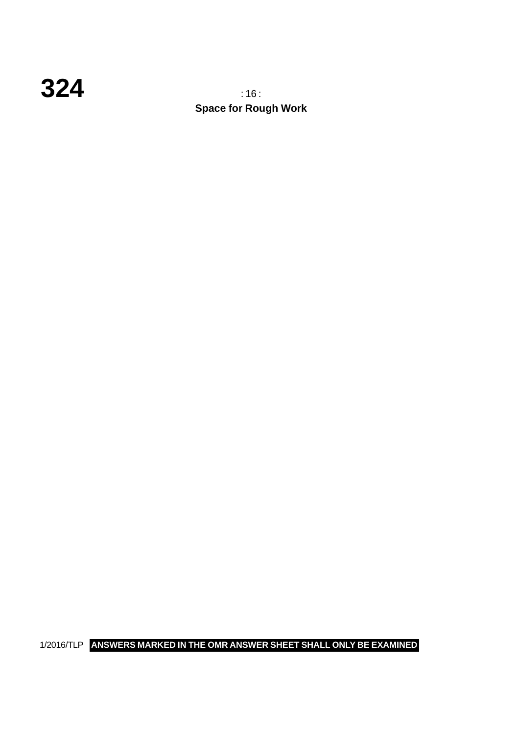**Space for Rough Work**

**ANSWERS MARKED IN THE OMR ANSWER SHEET SHALL ONLY BE EXAMINED**